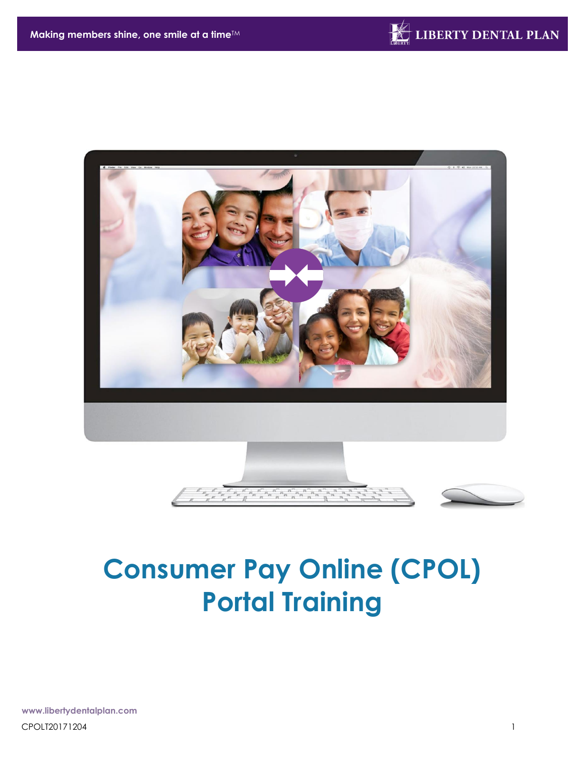# Consumer Pay Online (CPOL) Portal Training

www.libertydentalplan.com

CPOLT20171204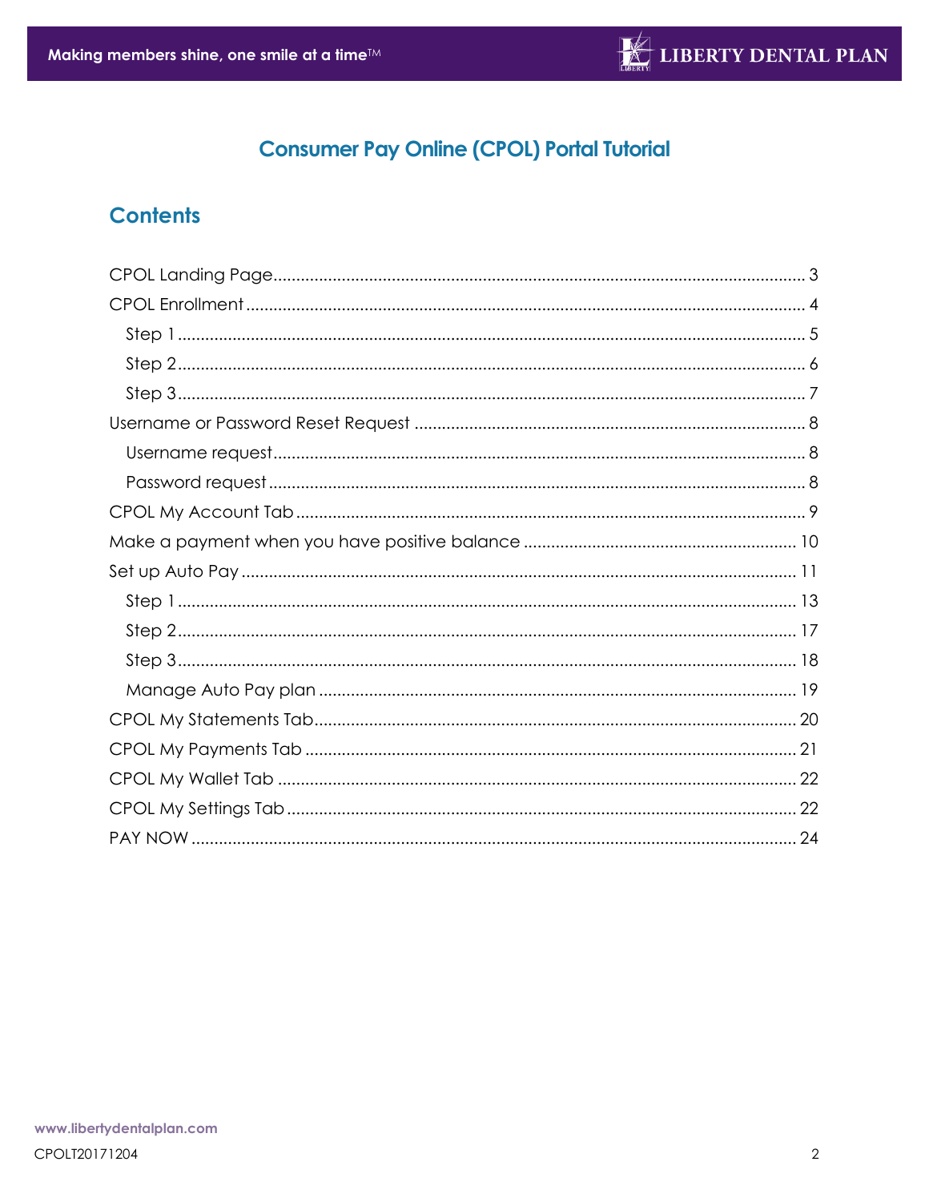# Consumer Pay Online (CPOL) Portal Tutorial

## Contents

- CPOL Landing Page ........ 3
- CPOL Enrollment ........ 4
  - Step 1 ........ 5
  - Step 2 ........ 6
  - Step 3 ........ 7
- Username or Password Reset Request ........ 8
  - Username request ........ 8
  - Password request ........ 8
- CPOL My Account Tab ........ 9
- Make a payment when you have positive balance ........ 10
- Set up Auto Pay ........ 11
  - Step 1 ........ 13
  - Step 2 ........ 17
  - Step 3 ........ 18
  - Manage Auto Pay plan ........ 19
- CPOL My Statements Tab ........ 20
- CPOL My Payments Tab ........ 21
- CPOL My Wallet Tab ........ 22
- CPOL My Settings Tab ........ 22
- PAY NOW ........ 24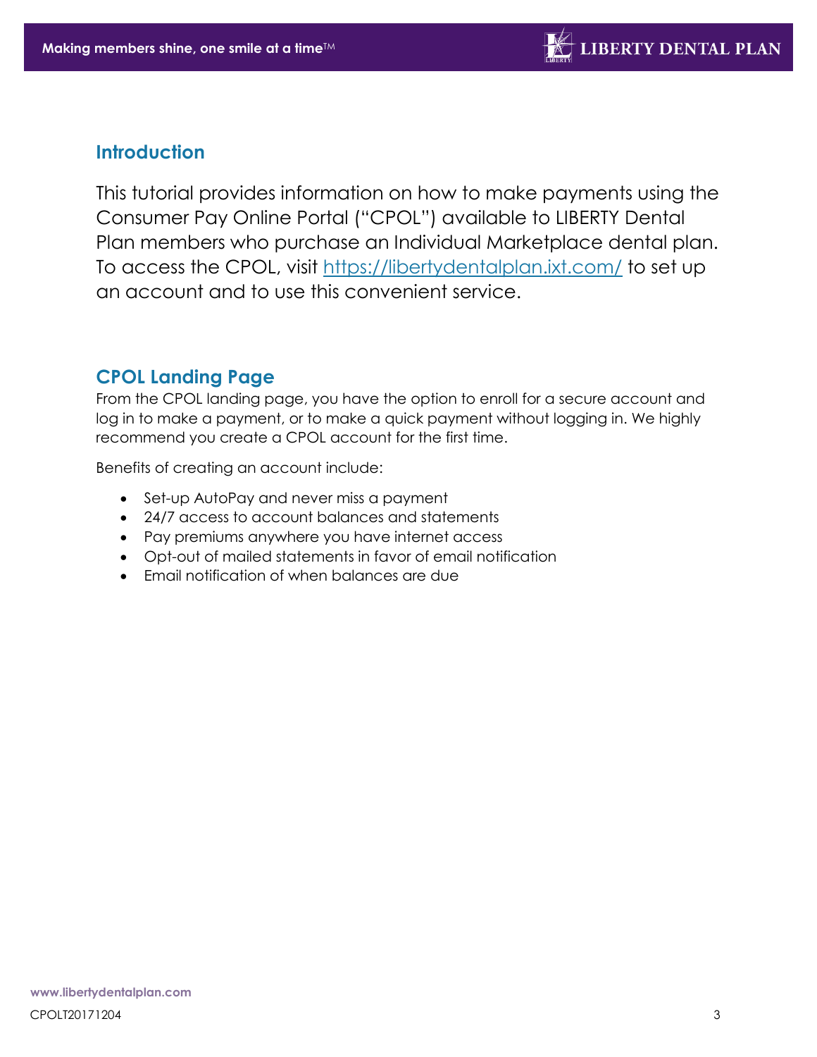## Introduction

This tutorial provides information on how to make payments using the Consumer Pay Online Portal ("CPOL") available to LIBERTY Dental Plan members who purchase an Individual Marketplace dental plan. To access the CPOL, visit https://libertydentalplan.ixt.com/ to set up an account and to use this convenient service.

## CPOL Landing Page

From the CPOL landing page, you have the option to enroll for a secure account and log in to make a payment, or to make a quick payment without logging in. We highly recommend you create a CPOL account for the first time.

Benefits of creating an account include:

- Set-up AutoPay and never miss a payment
- 24/7 access to account balances and statements
- Pay premiums anywhere you have internet access
- Opt-out of mailed statements in favor of email notification
- Email notification of when balances are due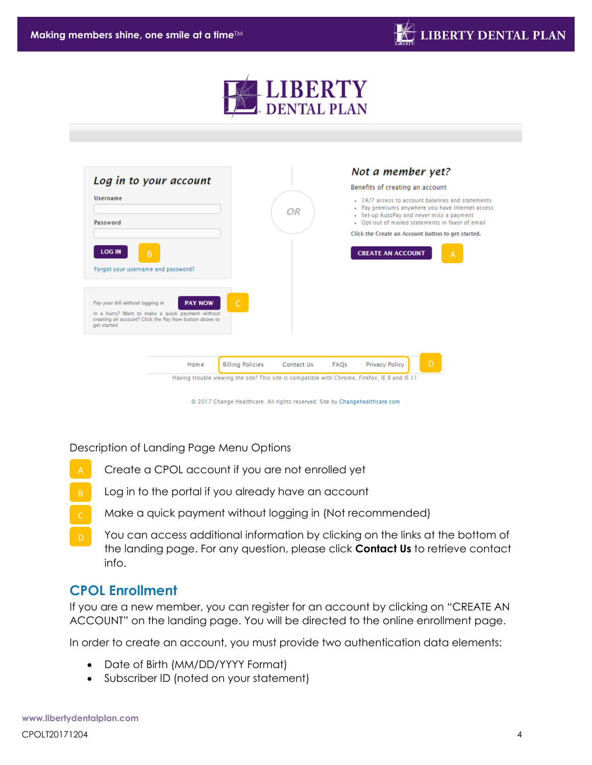Description of Landing Page Menu Options

- **A** Create a CPOL account if you are not enrolled yet
- **B** Log in to the portal if you already have an account
- **C** Make a quick payment without logging in (Not recommended)
- **D** You can access additional information by clicking on the links at the bottom of the landing page. For any question, please click **Contact Us** to retrieve contact info.

## CPOL Enrollment

If you are a new member, you can register for an account by clicking on "CREATE AN ACCOUNT" on the landing page. You will be directed to the online enrollment page.

In order to create an account, you must provide two authentication data elements:

- Date of Birth (MM/DD/YYYY Format)
- Subscriber ID (noted on your statement)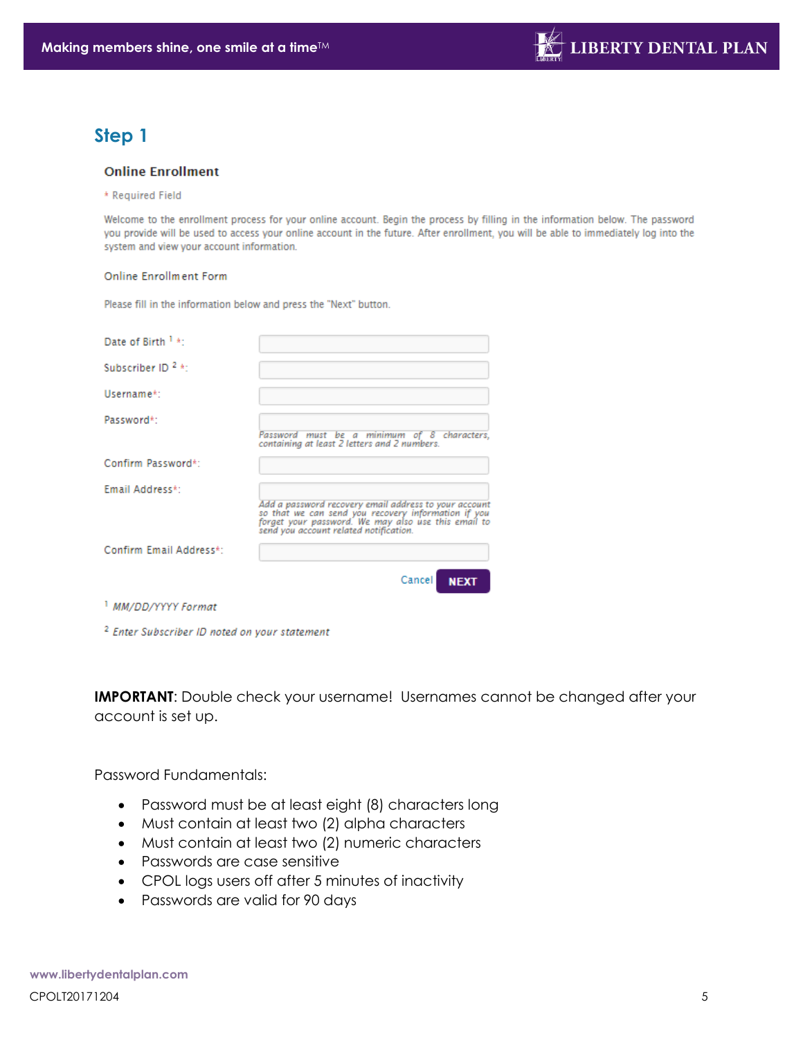## Step 1

### Online Enrollment

* Required Field

Welcome to the enrollment process for your online account. Begin the process by filling in the information below. The password you provide will be used to access your online account in the future. After enrollment, you will be able to immediately log into the system and view your account information.

Online Enrollment Form

Please fill in the information below and press the "Next" button.

| | |
|---|---|
| Date of Birth [1] *: | |
| Subscriber ID [2] *: | |
| Username*: | |
| Password*: | *Password must be a minimum of 8 characters, containing at least 2 letters and 2 numbers.* |
| Confirm Password*: | |
| Email Address*: | *Add a password recovery email address to your account so that we can send you recovery information if you forget your password. We may also use this email to send you account related notification.* |
| Confirm Email Address*: | |

Cancel **NEXT**

[1] *MM/DD/YYYY Format*

[2] *Enter Subscriber ID noted on your statement*

**IMPORTANT**: Double check your username! Usernames cannot be changed after your account is set up.

Password Fundamentals:

- Password must be at least eight (8) characters long
- Must contain at least two (2) alpha characters
- Must contain at least two (2) numeric characters
- Passwords are case sensitive
- CPOL logs users off after 5 minutes of inactivity
- Passwords are valid for 90 days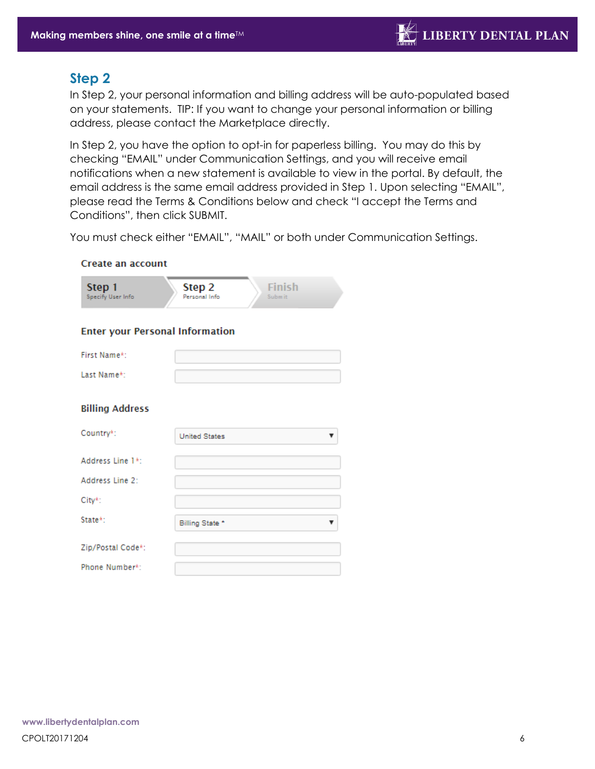## Step 2

In Step 2, your personal information and billing address will be auto-populated based on your statements. TIP: If you want to change your personal information or billing address, please contact the Marketplace directly.

In Step 2, you have the option to opt-in for paperless billing. You may do this by checking "EMAIL" under Communication Settings, and you will receive email notifications when a new statement is available to view in the portal. By default, the email address is the same email address provided in Step 1. Upon selecting "EMAIL", please read the Terms & Conditions below and check "I accept the Terms and Conditions", then click SUBMIT.

You must check either "EMAIL", "MAIL" or both under Communication Settings.

**Create an account**

Step 1 — Specify User Info | Step 2 — Personal Info | Finish — Submit

**Enter your Personal Information**

First Name*:

Last Name*:

**Billing Address**

Country*: United States

Address Line 1*:

Address Line 2:

City*:

State*: Billing State *

Zip/Postal Code*:

Phone Number*:

www.libertydentalplan.com

CPOLT20171204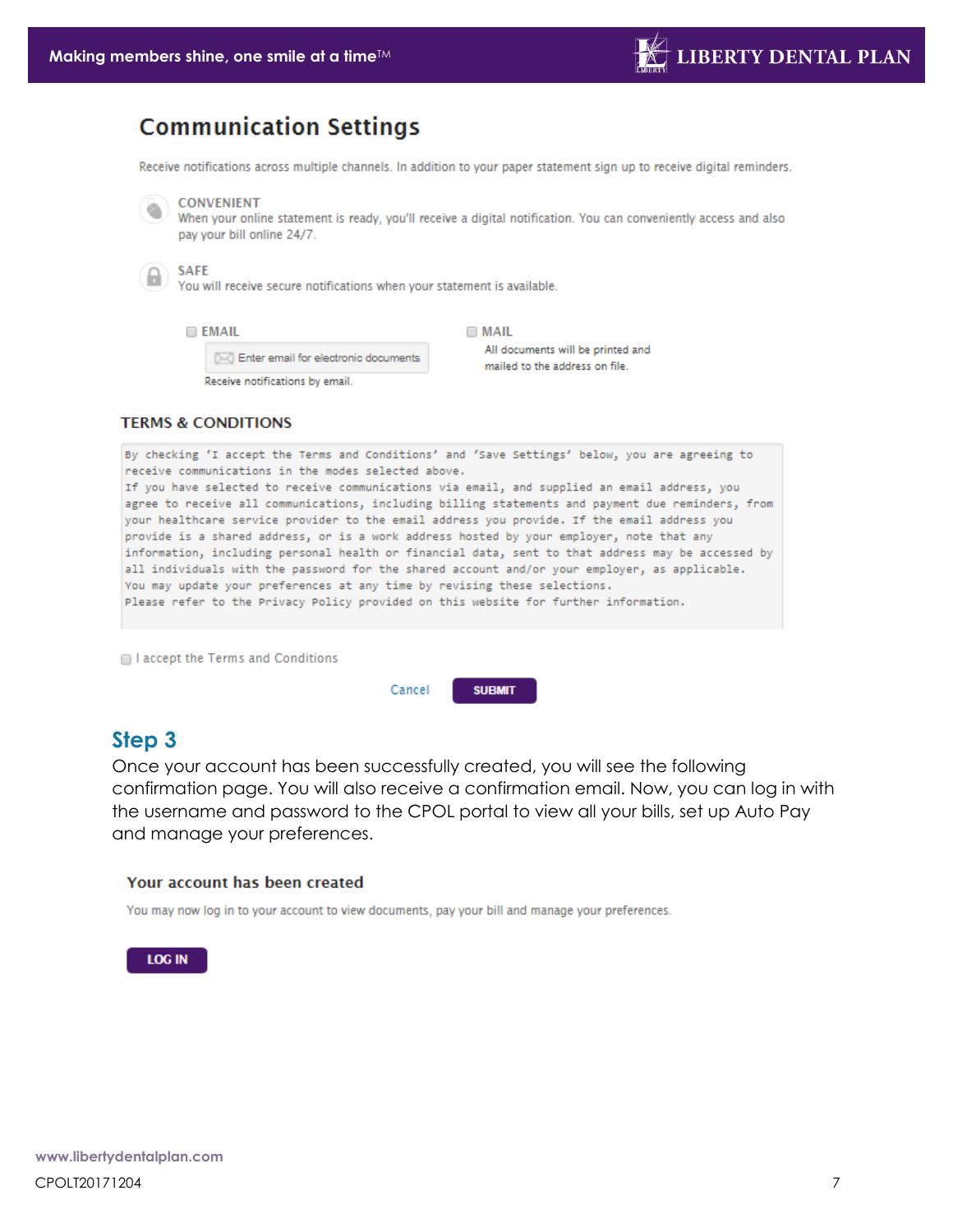## Communication Settings

Receive notifications across multiple channels. In addition to your paper statement sign up to receive digital reminders.

**CONVENIENT**
When your online statement is ready, you'll receive a digital notification. You can conveniently access and also pay your bill online 24/7.

**SAFE**
You will receive secure notifications when your statement is available.

☐ **EMAIL**
Enter email for electronic documents
Receive notifications by email.

☐ **MAIL**
All documents will be printed and mailed to the address on file.

### TERMS & CONDITIONS

By checking 'I accept the Terms and Conditions' and 'Save Settings' below, you are agreeing to receive communications in the modes selected above.
If you have selected to receive communications via email, and supplied an email address, you agree to receive all communications, including billing statements and payment due reminders, from your healthcare service provider to the email address you provide. If the email address you provide is a shared address, or is a work address hosted by your employer, note that any information, including personal health or financial data, sent to that address may be accessed by all individuals with the password for the shared account and/or your employer, as applicable.
You may update your preferences at any time by revising these selections.
Please refer to the Privacy Policy provided on this website for further information.

☐ I accept the Terms and Conditions

Cancel | SUBMIT

## Step 3

Once your account has been successfully created, you will see the following confirmation page. You will also receive a confirmation email. Now, you can log in with the username and password to the CPOL portal to view all your bills, set up Auto Pay and manage your preferences.

### Your account has been created

You may now log in to your account to view documents, pay your bill and manage your preferences.

LOG IN

www.libertydentalplan.com
CPOLT20171204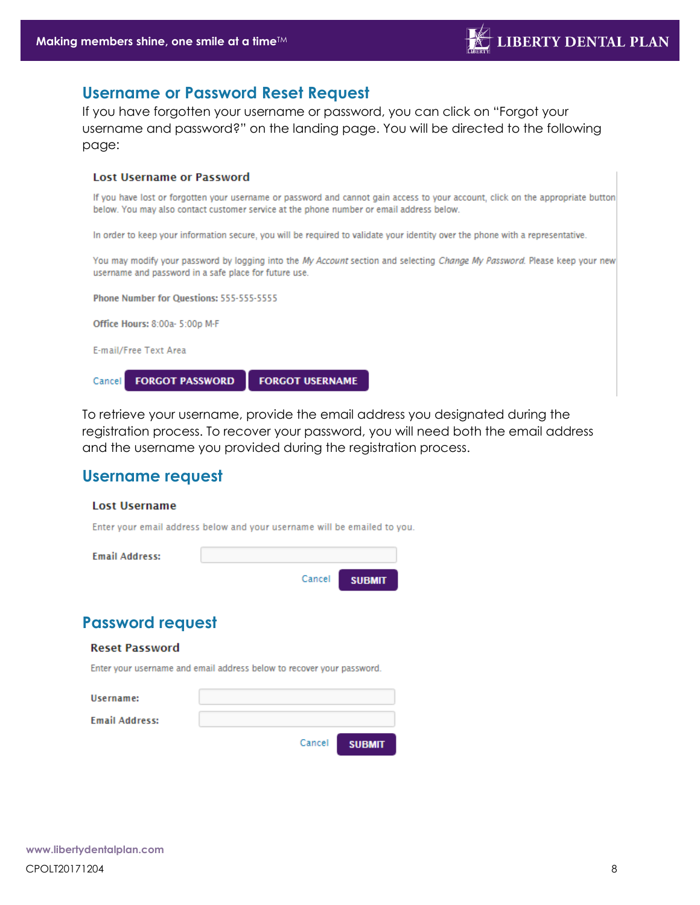## Username or Password Reset Request

If you have forgotten your username or password, you can click on "Forgot your username and password?" on the landing page. You will be directed to the following page:

**Lost Username or Password**

If you have lost or forgotten your username or password and cannot gain access to your account, click on the appropriate button below. You may also contact customer service at the phone number or email address below.

In order to keep your information secure, you will be required to validate your identity over the phone with a representative.

You may modify your password by logging into the *My Account* section and selecting *Change My Password*. Please keep your new username and password in a safe place for future use.

**Phone Number for Questions:** 555-555-5555

**Office Hours:** 8:00a- 5:00p M-F

E-mail/Free Text Area

Cancel **FORGOT PASSWORD** **FORGOT USERNAME**

To retrieve your username, provide the email address you designated during the registration process. To recover your password, you will need both the email address and the username you provided during the registration process.

## Username request

**Lost Username**

Enter your email address below and your username will be emailed to you.

**Email Address:**

Cancel **SUBMIT**

## Password request

**Reset Password**

Enter your username and email address below to recover your password.

**Username:**

**Email Address:**

Cancel **SUBMIT**

www.libertydentalplan.com

CPOLT20171204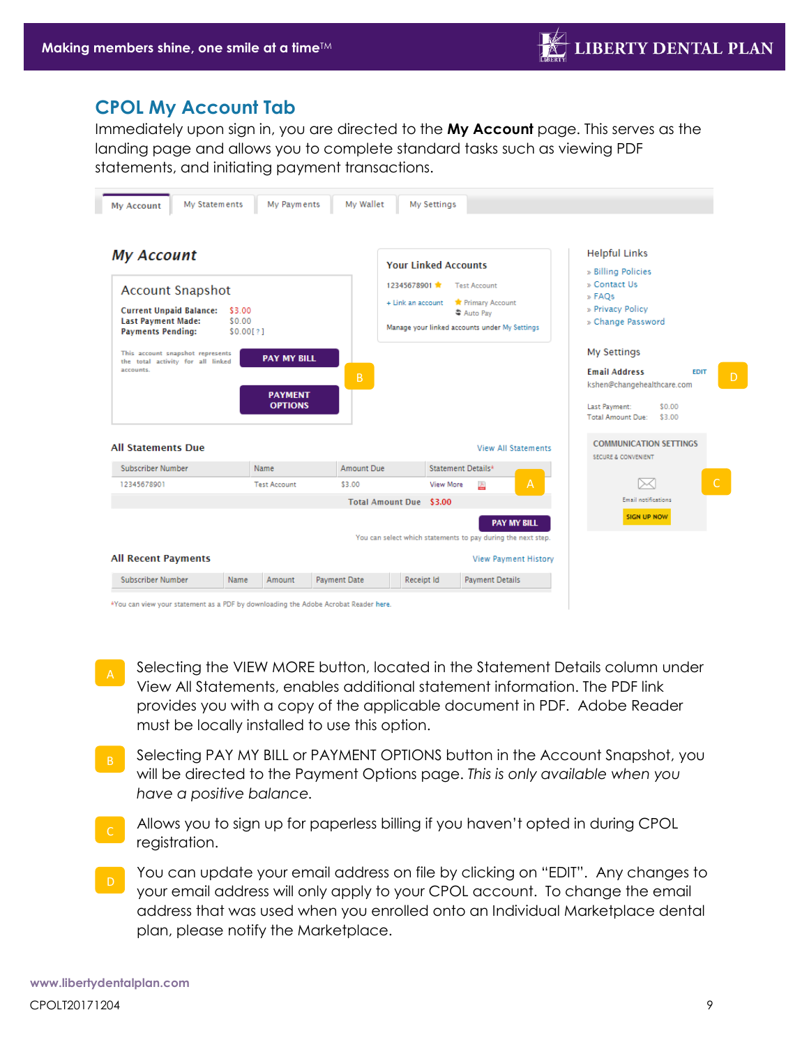## CPOL My Account Tab

Immediately upon sign in, you are directed to the **My Account** page. This serves as the landing page and allows you to complete standard tasks such as viewing PDF statements, and initiating payment transactions.

My Account | My Statements | My Payments | My Wallet | My Settings

### My Account

**Account Snapshot**

**Current Unpaid Balance:** $3.00
**Last Payment Made:** $0.00
**Payments Pending:** $0.00[ ? ]

This account snapshot represents the total activity for all linked accounts.

PAY MY BILL

PAYMENT OPTIONS

B

**Your Linked Accounts**

12345678901 ★ Test Account

+ Link an account ★ Primary Account
Auto Pay

Manage your linked accounts under My Settings

**All Statements Due** View All Statements

| Subscriber Number | Name | Amount Due | Statement Details* |
|---|---|---|---|
| 12345678901 | Test Account | $3.00 | View More |
| | | **Total Amount Due** | $3.00 |

A

PAY MY BILL

You can select which statements to pay during the next step.

**All Recent Payments** View Payment History

| Subscriber Number | Name | Amount | Payment Date | Receipt Id | Payment Details |
|---|---|---|---|---|---|

*You can view your statement as a PDF by downloading the Adobe Acrobat Reader here.

Helpful Links
- » Billing Policies
- » Contact Us
- » FAQs
- » Privacy Policy
- » Change Password

My Settings

**Email Address** EDIT D
kshen@changehealthcare.com

Last Payment: $0.00
Total Amount Due: $3.00

COMMUNICATION SETTINGS
SECURE & CONVENIENT

Email notifications
SIGN UP NOW C

**A** Selecting the VIEW MORE button, located in the Statement Details column under View All Statements, enables additional statement information. The PDF link provides you with a copy of the applicable document in PDF. Adobe Reader must be locally installed to use this option.

**B** Selecting PAY MY BILL or PAYMENT OPTIONS button in the Account Snapshot, you will be directed to the Payment Options page. *This is only available when you have a positive balance.*

**C** Allows you to sign up for paperless billing if you haven't opted in during CPOL registration.

**D** You can update your email address on file by clicking on "EDIT". Any changes to your email address will only apply to your CPOL account. To change the email address that was used when you enrolled onto an Individual Marketplace dental plan, please notify the Marketplace.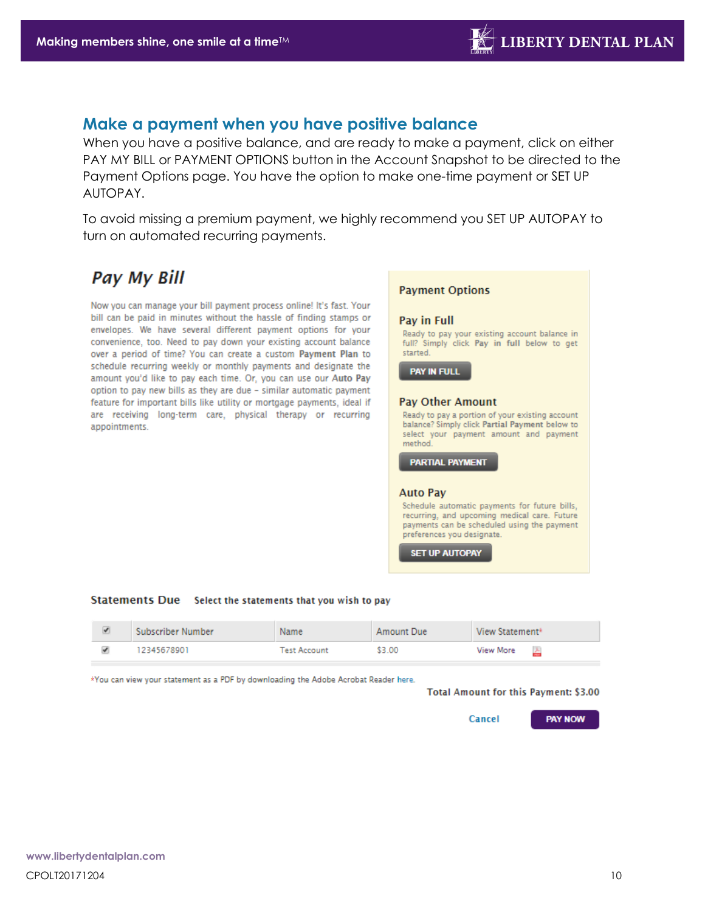## Make a payment when you have positive balance

When you have a positive balance, and are ready to make a payment, click on either PAY MY BILL or PAYMENT OPTIONS button in the Account Snapshot to be directed to the Payment Options page. You have the option to make one-time payment or SET UP AUTOPAY.

To avoid missing a premium payment, we highly recommend you SET UP AUTOPAY to turn on automated recurring payments.

### *Pay My Bill*

Now you can manage your bill payment process online! It's fast. Your bill can be paid in minutes without the hassle of finding stamps or envelopes. We have several different payment options for your convenience, too. Need to pay down your existing account balance over a period of time? You can create a custom **Payment Plan** to schedule recurring weekly or monthly payments and designate the amount you'd like to pay each time. Or, you can use our **Auto Pay** option to pay new bills as they are due – similar automatic payment feature for important bills like utility or mortgage payments, ideal if are receiving long-term care, physical therapy or recurring appointments.

**Payment Options**

**Pay in Full**

Ready to pay your existing account balance in full? Simply click **Pay in full** below to get started.

PAY IN FULL

**Pay Other Amount**

Ready to pay a portion of your existing account balance? Simply click **Partial Payment** below to select your payment amount and payment method.

PARTIAL PAYMENT

**Auto Pay**

Schedule automatic payments for future bills, recurring, and upcoming medical care. Future payments can be scheduled using the payment preferences you designate.

SET UP AUTOPAY

**Statements Due** **Select the statements that you wish to pay**

| ☑ | Subscriber Number | Name | Amount Due | View Statement* |
|---|---|---|---|---|
| ☑ | 12345678901 | Test Account | $3.00 | View More |

*You can view your statement as a PDF by downloading the Adobe Acrobat Reader here.

**Total Amount for this Payment: $3.00**

Cancel    PAY NOW

www.libertydentalplan.com

CPOLT20171204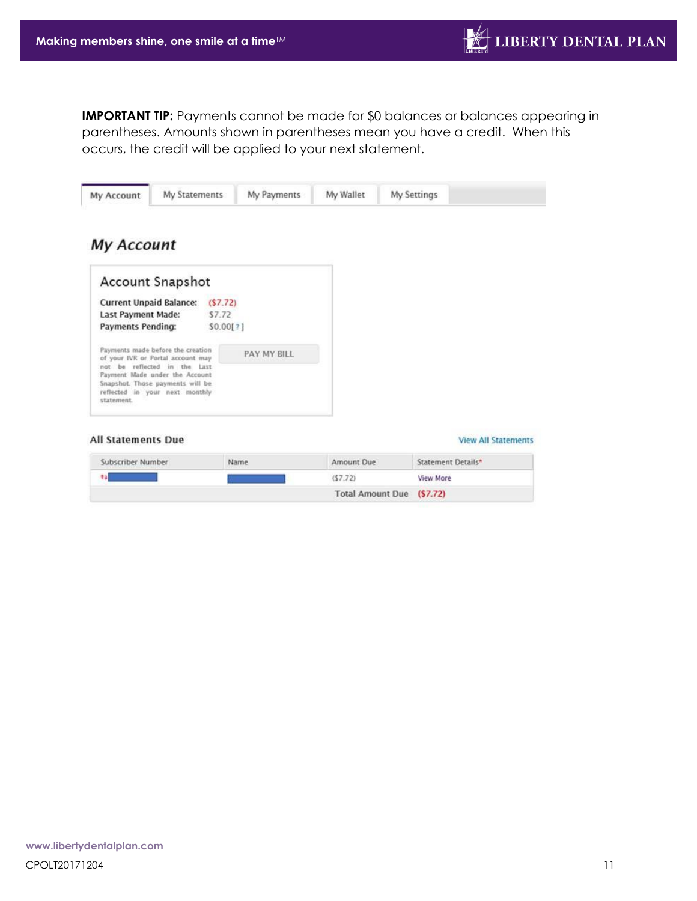**IMPORTANT TIP:** Payments cannot be made for $0 balances or balances appearing in parentheses. Amounts shown in parentheses mean you have a credit. When this occurs, the credit will be applied to your next statement.

My Account | My Statements | My Payments | My Wallet | My Settings

## My Account

### Account Snapshot

**Current Unpaid Balance:** ($7.72)
**Last Payment Made:** $7.72
**Payments Pending:** $0.00[ ? ]

Payments made before the creation of your IVR or Portal account may not be reflected in the Last Payment Made under the Account Snapshot. Those payments will be reflected in your next monthly statement.

PAY MY BILL

### All Statements Due

View All Statements

| Subscriber Number | Name | Amount Due | Statement Details* |
|---|---|---|---|
| | | ($7.72) | View More |
| | | Total Amount Due | ($7.72) |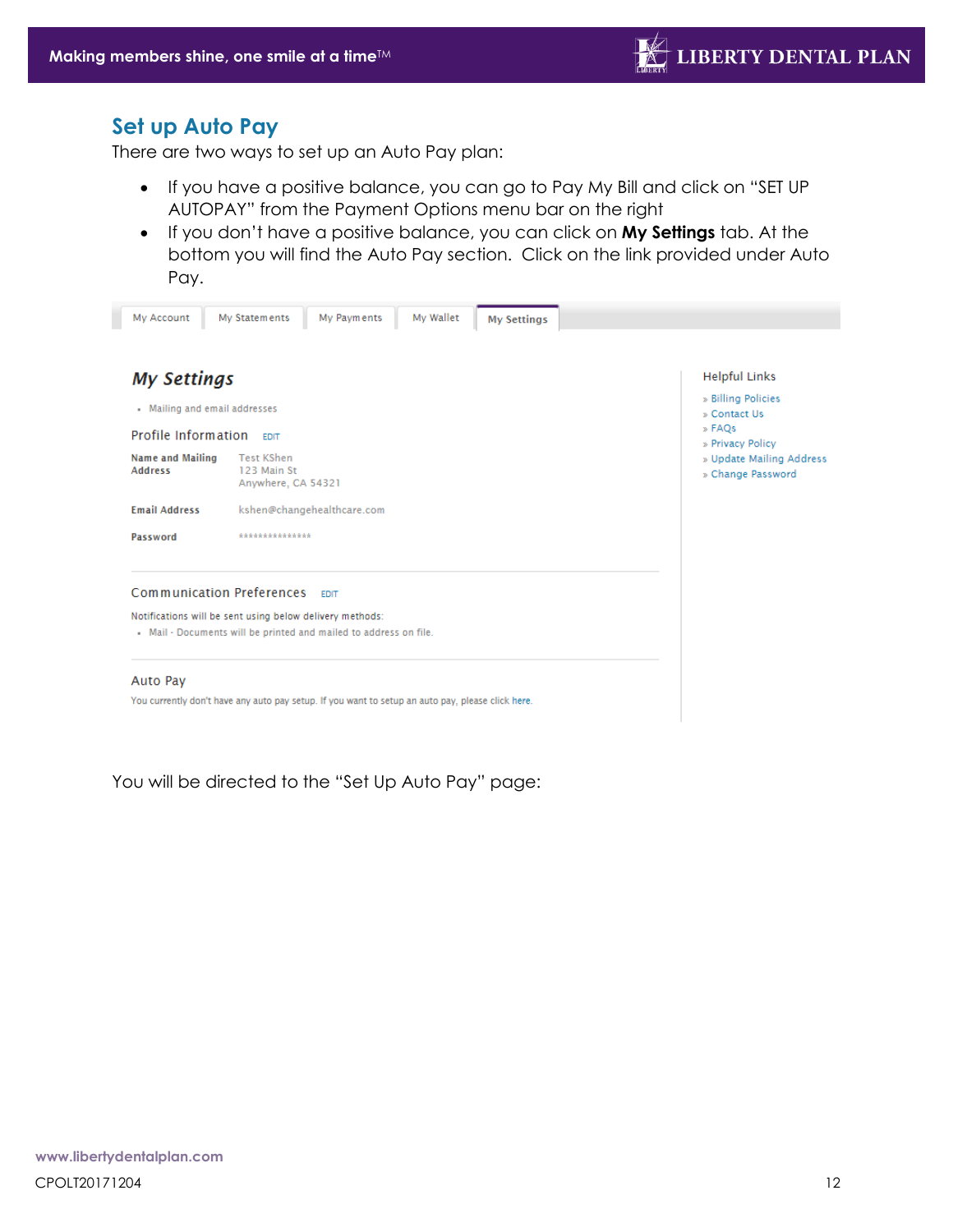## Set up Auto Pay

There are two ways to set up an Auto Pay plan:

- If you have a positive balance, you can go to Pay My Bill and click on "SET UP AUTOPAY" from the Payment Options menu bar on the right
- If you don't have a positive balance, you can click on **My Settings** tab. At the bottom you will find the Auto Pay section. Click on the link provided under Auto Pay.

My Account | My Statements | My Payments | My Wallet | My Settings

***My Settings***

- Mailing and email addresses

Profile Information EDIT

| | |
|---|---|
| **Name and Mailing Address** | Test KShen<br>123 Main St<br>Anywhere, CA 54321 |
| **Email Address** | kshen@changehealthcare.com |
| **Password** | *************** |

Communication Preferences EDIT

Notifications will be sent using below delivery methods:

- Mail - Documents will be printed and mailed to address on file.

Auto Pay

You currently don't have any auto pay setup. If you want to setup an auto pay, please click here.

Helpful Links

- » Billing Policies
- » Contact Us
- » FAQs
- » Privacy Policy
- » Update Mailing Address
- » Change Password

You will be directed to the "Set Up Auto Pay" page:

www.libertydentalplan.com

CPOLT20171204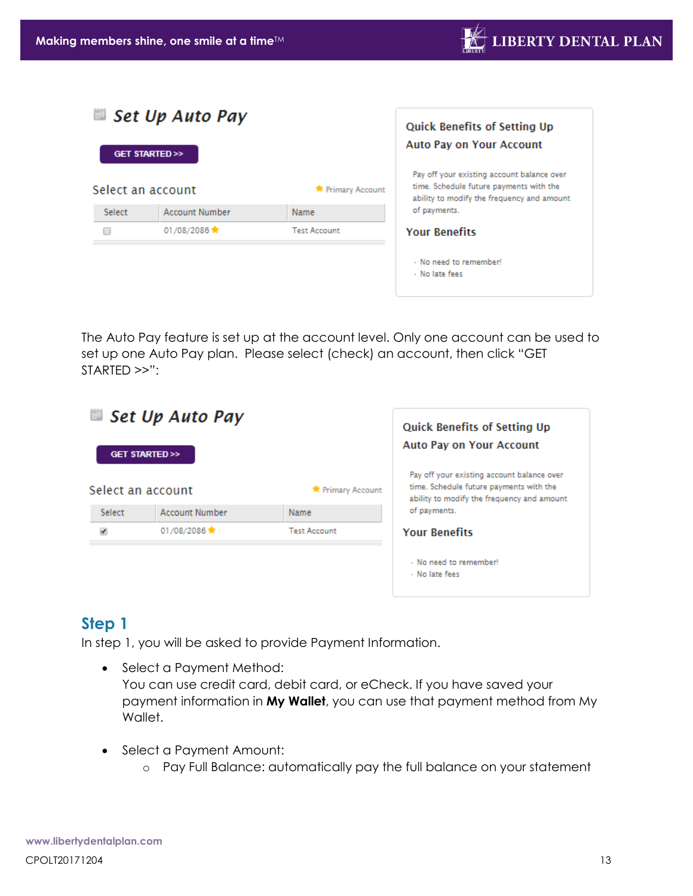## Set Up Auto Pay

GET STARTED >>

Select an account

★ Primary Account

| Select | Account Number | Name |
|---|---|---|
| ☐ | 01/08/2086 ★ | Test Account |

**Quick Benefits of Setting Up Auto Pay on Your Account**

Pay off your existing account balance over time. Schedule future payments with the ability to modify the frequency and amount of payments.

**Your Benefits**

- No need to remember!
- No late fees

The Auto Pay feature is set up at the account level. Only one account can be used to set up one Auto Pay plan. Please select (check) an account, then click "GET STARTED >>":

## Set Up Auto Pay

GET STARTED >>

Select an account

★ Primary Account

| Select | Account Number | Name |
|---|---|---|
| ☑ | 01/08/2086 ★ | Test Account |

**Quick Benefits of Setting Up Auto Pay on Your Account**

Pay off your existing account balance over time. Schedule future payments with the ability to modify the frequency and amount of payments.

**Your Benefits**

- No need to remember!
- No late fees

## Step 1

In step 1, you will be asked to provide Payment Information.

- Select a Payment Method:
  You can use credit card, debit card, or eCheck. If you have saved your payment information in **My Wallet**, you can use that payment method from My Wallet.

- Select a Payment Amount:
  - Pay Full Balance: automatically pay the full balance on your statement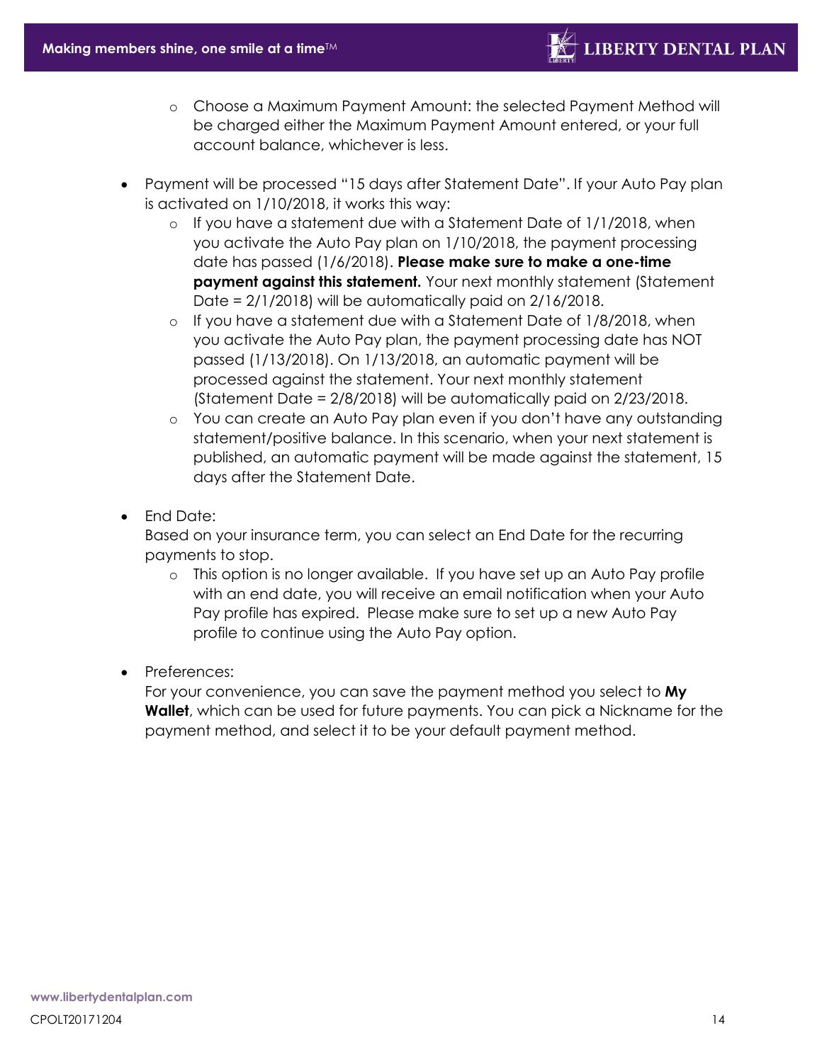- Choose a Maximum Payment Amount: the selected Payment Method will be charged either the Maximum Payment Amount entered, or your full account balance, whichever is less.

- Payment will be processed "15 days after Statement Date". If your Auto Pay plan is activated on 1/10/2018, it works this way:
    - If you have a statement due with a Statement Date of 1/1/2018, when you activate the Auto Pay plan on 1/10/2018, the payment processing date has passed (1/6/2018). **Please make sure to make a one-time payment against this statement.** Your next monthly statement (Statement Date = 2/1/2018) will be automatically paid on 2/16/2018.
    - If you have a statement due with a Statement Date of 1/8/2018, when you activate the Auto Pay plan, the payment processing date has NOT passed (1/13/2018). On 1/13/2018, an automatic payment will be processed against the statement. Your next monthly statement (Statement Date = 2/8/2018) will be automatically paid on 2/23/2018.
    - You can create an Auto Pay plan even if you don't have any outstanding statement/positive balance. In this scenario, when your next statement is published, an automatic payment will be made against the statement, 15 days after the Statement Date.

- End Date:
  Based on your insurance term, you can select an End Date for the recurring payments to stop.
    - This option is no longer available. If you have set up an Auto Pay profile with an end date, you will receive an email notification when your Auto Pay profile has expired. Please make sure to set up a new Auto Pay profile to continue using the Auto Pay option.

- Preferences:
  For your convenience, you can save the payment method you select to **My Wallet**, which can be used for future payments. You can pick a Nickname for the payment method, and select it to be your default payment method.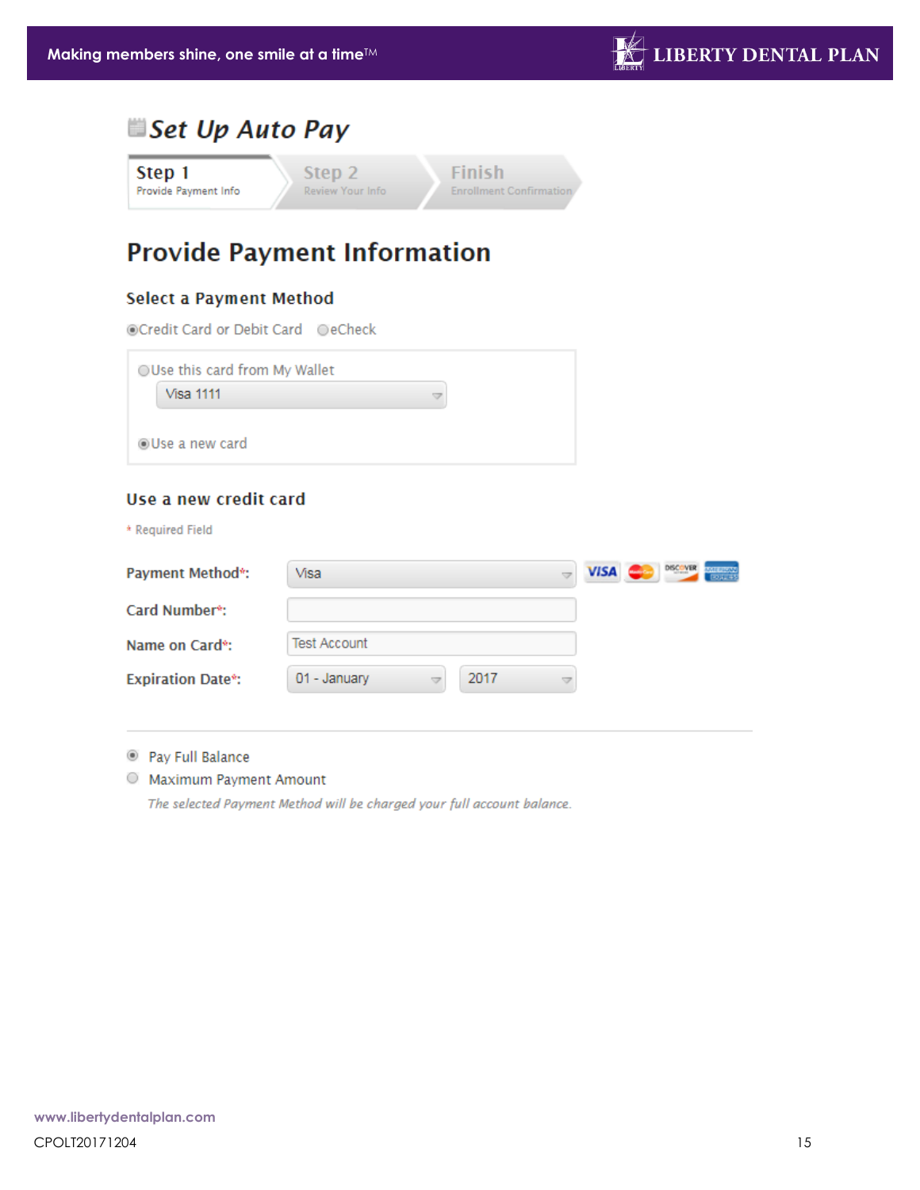# Set Up Auto Pay

**Step 1** Provide Payment Info | Step 2 Review Your Info | Finish Enrollment Confirmation

## Provide Payment Information

### Select a Payment Method

◉ Credit Card or Debit Card ○ eCheck

○ Use this card from My Wallet

Visa 1111

◉ Use a new card

### Use a new credit card

* Required Field

**Payment Method***: Visa

**Card Number***:

**Name on Card***: Test Account

**Expiration Date***: 01 - January 2017

◉ Pay Full Balance

○ Maximum Payment Amount

*The selected Payment Method will be charged your full account balance.*

www.libertydentalplan.com

CPOLT20171204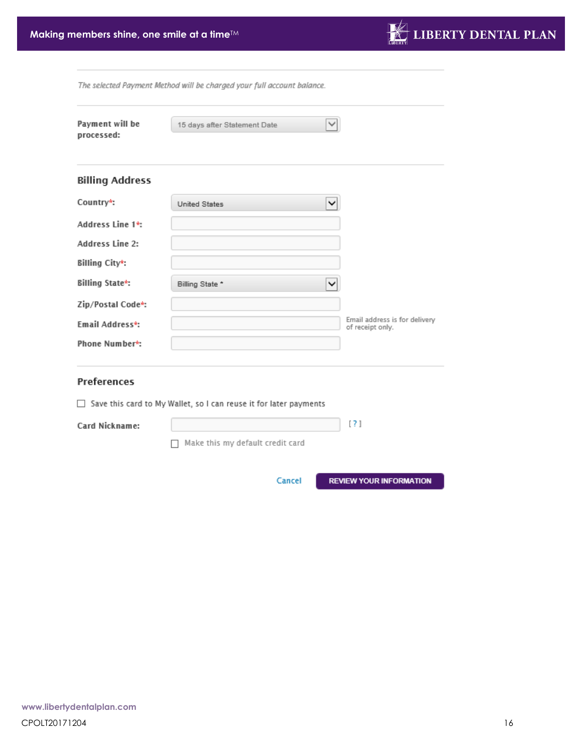*The selected Payment Method will be charged your full account balance.*

**Payment will be processed:** 15 days after Statement Date

## Billing Address

**Country*:** United States

**Address Line 1*:**

**Address Line 2:**

**Billing City*:**

**Billing State*:** Billing State *

**Zip/Postal Code*:**

**Email Address*:** Email address is for delivery of receipt only.

**Phone Number*:**

## Preferences

☐ Save this card to My Wallet, so I can reuse it for later payments

**Card Nickname:** [ ? ]

☐ Make this my default credit card

Cancel REVIEW YOUR INFORMATION

www.libertydentalplan.com

CPOLT20171204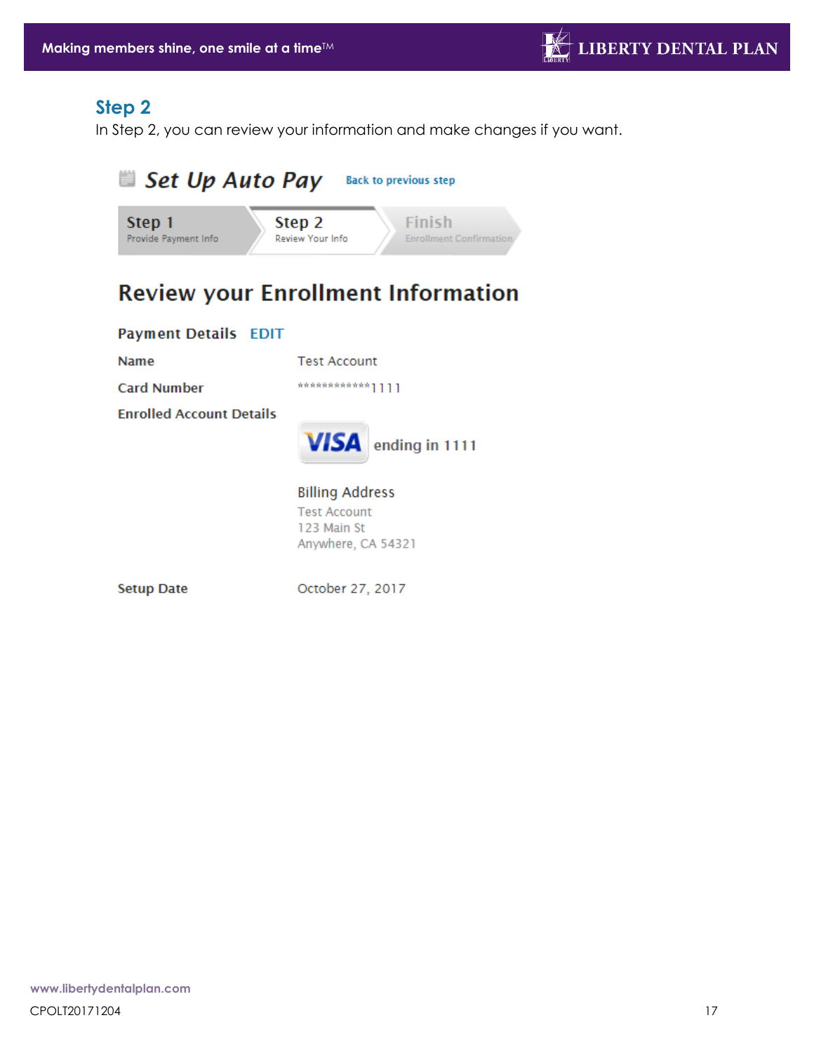## Step 2

In Step 2, you can review your information and make changes if you want.

### Set Up Auto Pay

Back to previous step

**Step 1** Provide Payment Info | **Step 2** Review Your Info | **Finish** Enrollment Confirmation

## Review your Enrollment Information

**Payment Details** EDIT

| | |
|---|---|
| **Name** | Test Account |
| **Card Number** | ************1111 |
| **Enrolled Account Details** | VISA ending in 1111<br><br>Billing Address<br>Test Account<br>123 Main St<br>Anywhere, CA 54321 |
| **Setup Date** | October 27, 2017 |

www.libertydentalplan.com

CPOLT20171204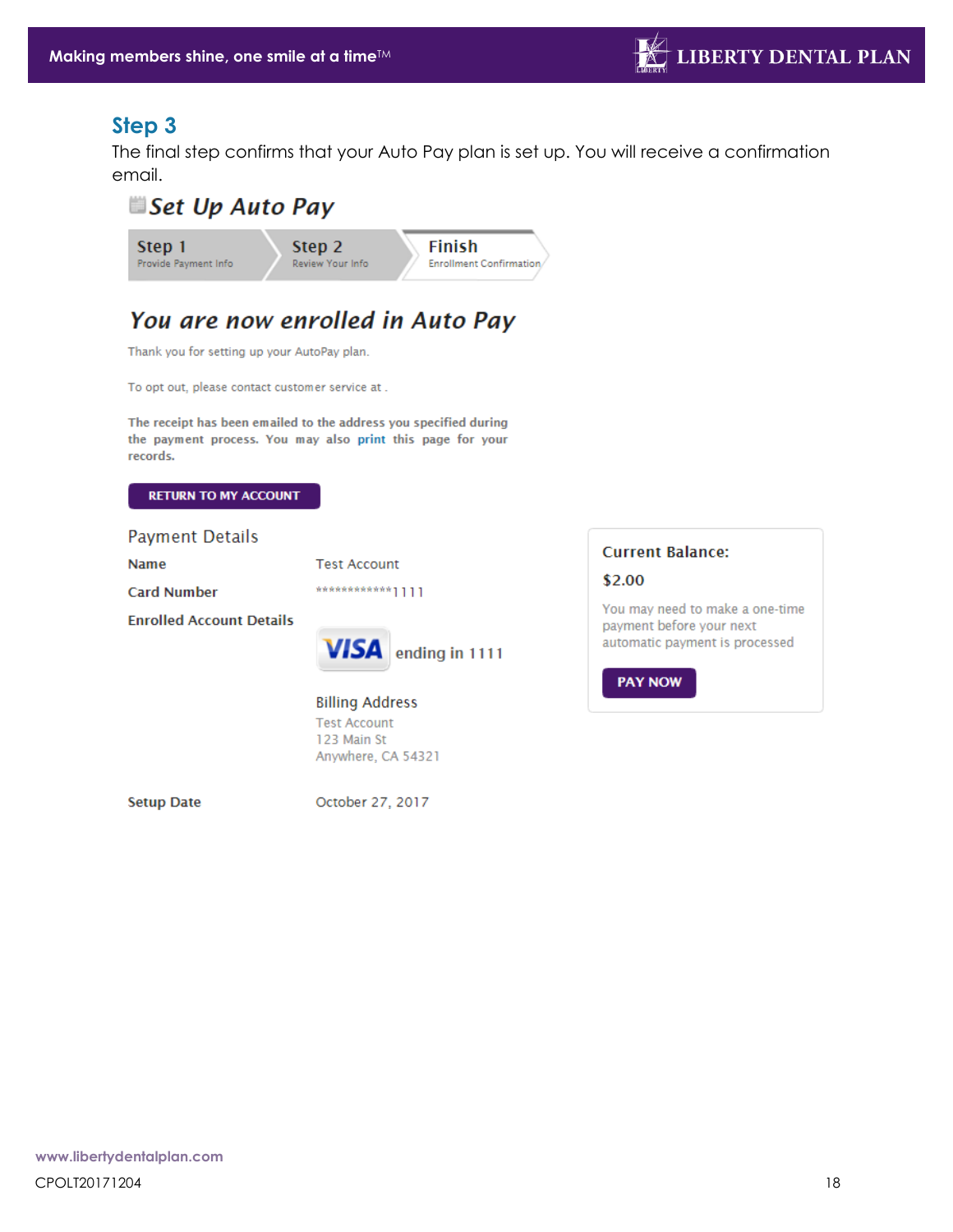## Step 3

The final step confirms that your Auto Pay plan is set up. You will receive a confirmation email.

### *Set Up Auto Pay*

**Step 1** Provide Payment Info | **Step 2** Review Your Info | **Finish** Enrollment Confirmation

### *You are now enrolled in Auto Pay*

Thank you for setting up your AutoPay plan.

To opt out, please contact customer service at .

The receipt has been emailed to the address you specified during the payment process. You may also print this page for your records.

RETURN TO MY ACCOUNT

#### Payment Details

| | |
|---|---|
| **Name** | Test Account |
| **Card Number** | ************1111 |
| **Enrolled Account Details** | VISA ending in 1111 |
| | Billing Address<br>Test Account<br>123 Main St<br>Anywhere, CA 54321 |
| **Setup Date** | October 27, 2017 |

**Current Balance:**

**$2.00**

You may need to make a one-time payment before your next automatic payment is processed

PAY NOW

www.libertydentalplan.com

CPOLT20171204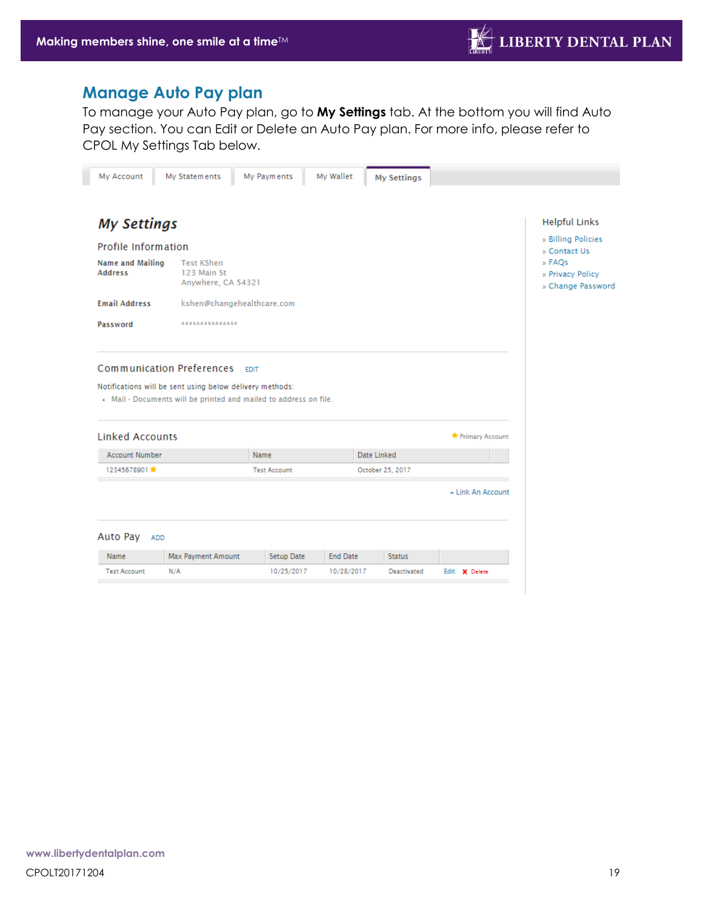## Manage Auto Pay plan

To manage your Auto Pay plan, go to **My Settings** tab. At the bottom you will find Auto Pay section. You can Edit or Delete an Auto Pay plan. For more info, please refer to CPOL My Settings Tab below.

My Account | My Statements | My Payments | My Wallet | **My Settings**

### *My Settings*

**Profile Information**

| | |
|---|---|
| **Name and Mailing Address** | Test KShen<br>123 Main St<br>Anywhere, CA 54321 |
| **Email Address** | kshen@changehealthcare.com |
| **Password** | *************** |

**Communication Preferences** EDIT

Notifications will be sent using below delivery methods:

- Mail - Documents will be printed and mailed to address on file.

**Linked Accounts** ★ Primary Account

| Account Number | Name | Date Linked |
|---|---|---|
| 12345678901 ★ | Test Account | October 25, 2017 |

+ Link An Account

**Auto Pay** ADD

| Name | Max Payment Amount | Setup Date | End Date | Status | |
|---|---|---|---|---|---|
| Test Account | N/A | 10/25/2017 | 10/28/2017 | Deactivated | Edit ✗ Delete |

**Helpful Links**

- » Billing Policies
- » Contact Us
- » FAQs
- » Privacy Policy
- » Change Password

www.libertydentalplan.com

CPOLT20171204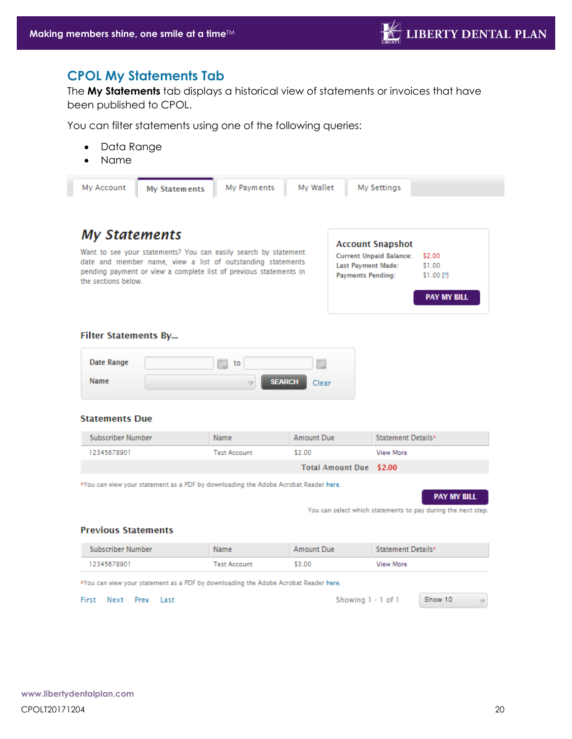## CPOL My Statements Tab

The **My Statements** tab displays a historical view of statements or invoices that have been published to CPOL.

You can filter statements using one of the following queries:

- Data Range
- Name

My Account | My Statements | My Payments | My Wallet | My Settings

### My Statements

Want to see your statements? You can easily search by statement date and member name, view a list of outstanding statements pending payment or view a complete list of previous statements in the sections below.

**Account Snapshot**

| | |
|---|---|
| Current Unpaid Balance: | $2.00 |
| Last Payment Made: | $1.00 |
| Payments Pending: | $1.00 [?] |

PAY MY BILL

**Filter Statements By...**

Date Range ______ to ______

Name ______ SEARCH Clear

**Statements Due**

| Subscriber Number | Name | Amount Due | Statement Details* |
|---|---|---|---|
| 12345678901 | Test Account | $2.00 | View More |
| | | Total Amount Due | $2.00 |

*You can view your statement as a PDF by downloading the Adobe Acrobat Reader here.

PAY MY BILL

You can select which statements to pay during the next step.

**Previous Statements**

| Subscriber Number | Name | Amount Due | Statement Details* |
|---|---|---|---|
| 12345678901 | Test Account | $3.00 | View More |

*You can view your statement as a PDF by downloading the Adobe Acrobat Reader here.

First Next Prev Last Showing 1 - 1 of 1 Show 10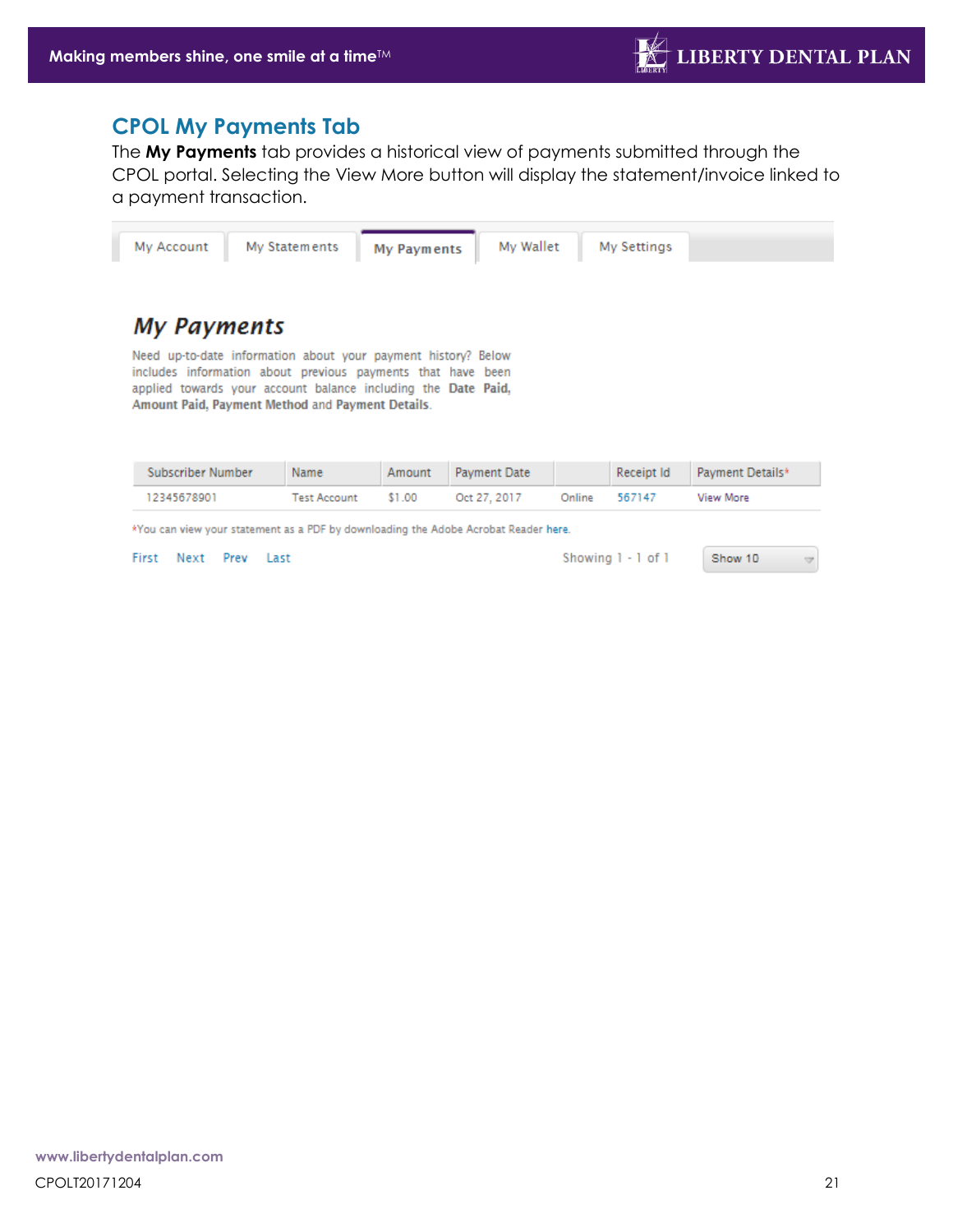## CPOL My Payments Tab

The **My Payments** tab provides a historical view of payments submitted through the CPOL portal. Selecting the View More button will display the statement/invoice linked to a payment transaction.

My Account | My Statements | **My Payments** | My Wallet | My Settings

### My Payments

Need up-to-date information about your payment history? Below includes information about previous payments that have been applied towards your account balance including the **Date Paid, Amount Paid, Payment Method** and **Payment Details**.

| Subscriber Number | Name | Amount | Payment Date | | Receipt Id | Payment Details* |
|---|---|---|---|---|---|---|
| 12345678901 | Test Account | $1.00 | Oct 27, 2017 | Online | 567147 | View More |

*You can view your statement as a PDF by downloading the Adobe Acrobat Reader here.

First Next Prev Last    Showing 1 - 1 of 1    Show 10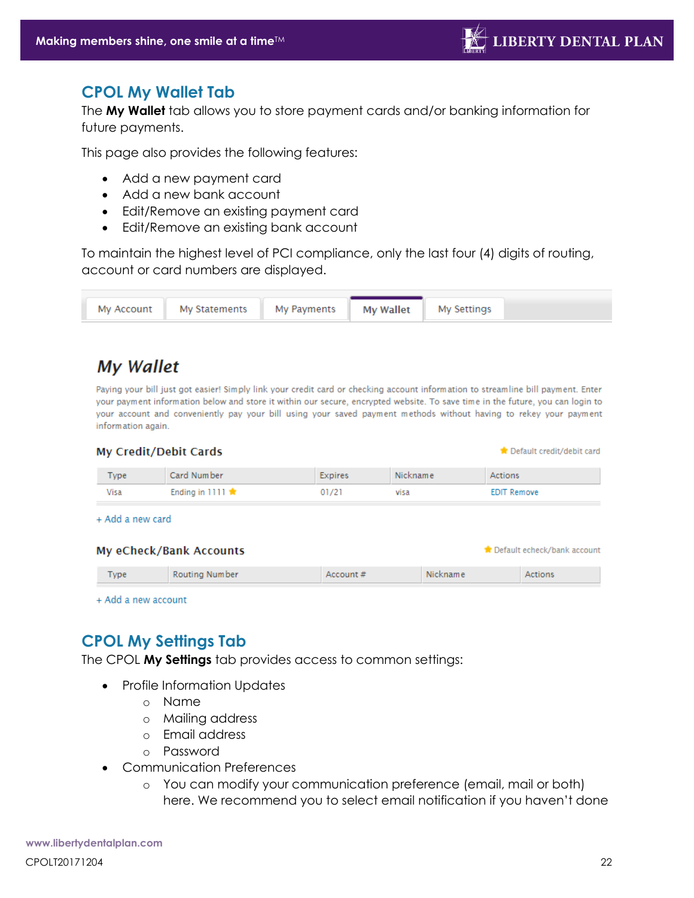## CPOL My Wallet Tab

The **My Wallet** tab allows you to store payment cards and/or banking information for future payments.

This page also provides the following features:

- Add a new payment card
- Add a new bank account
- Edit/Remove an existing payment card
- Edit/Remove an existing bank account

To maintain the highest level of PCI compliance, only the last four (4) digits of routing, account or card numbers are displayed.

My Account | My Statements | My Payments | **My Wallet** | My Settings

### *My Wallet*

Paying your bill just got easier! Simply link your credit card or checking account information to streamline bill payment. Enter your payment information below and store it within our secure, encrypted website. To save time in the future, you can login to your account and conveniently pay your bill using your saved payment methods without having to rekey your payment information again.

**My Credit/Debit Cards** ★ Default credit/debit card

| Type | Card Number | Expires | Nickname | Actions |
|---|---|---|---|---|
| Visa | Ending in 1111 ★ | 01/21 | visa | EDIT Remove |

+ Add a new card

**My eCheck/Bank Accounts** ★ Default echeck/bank account

| Type | Routing Number | Account # | Nickname | Actions |
|---|---|---|---|---|

+ Add a new account

## CPOL My Settings Tab

The CPOL **My Settings** tab provides access to common settings:

- Profile Information Updates
  - Name
  - Mailing address
  - Email address
  - Password
- Communication Preferences
  - You can modify your communication preference (email, mail or both) here. We recommend you to select email notification if you haven't done

www.libertydentalplan.com

CPOLT20171204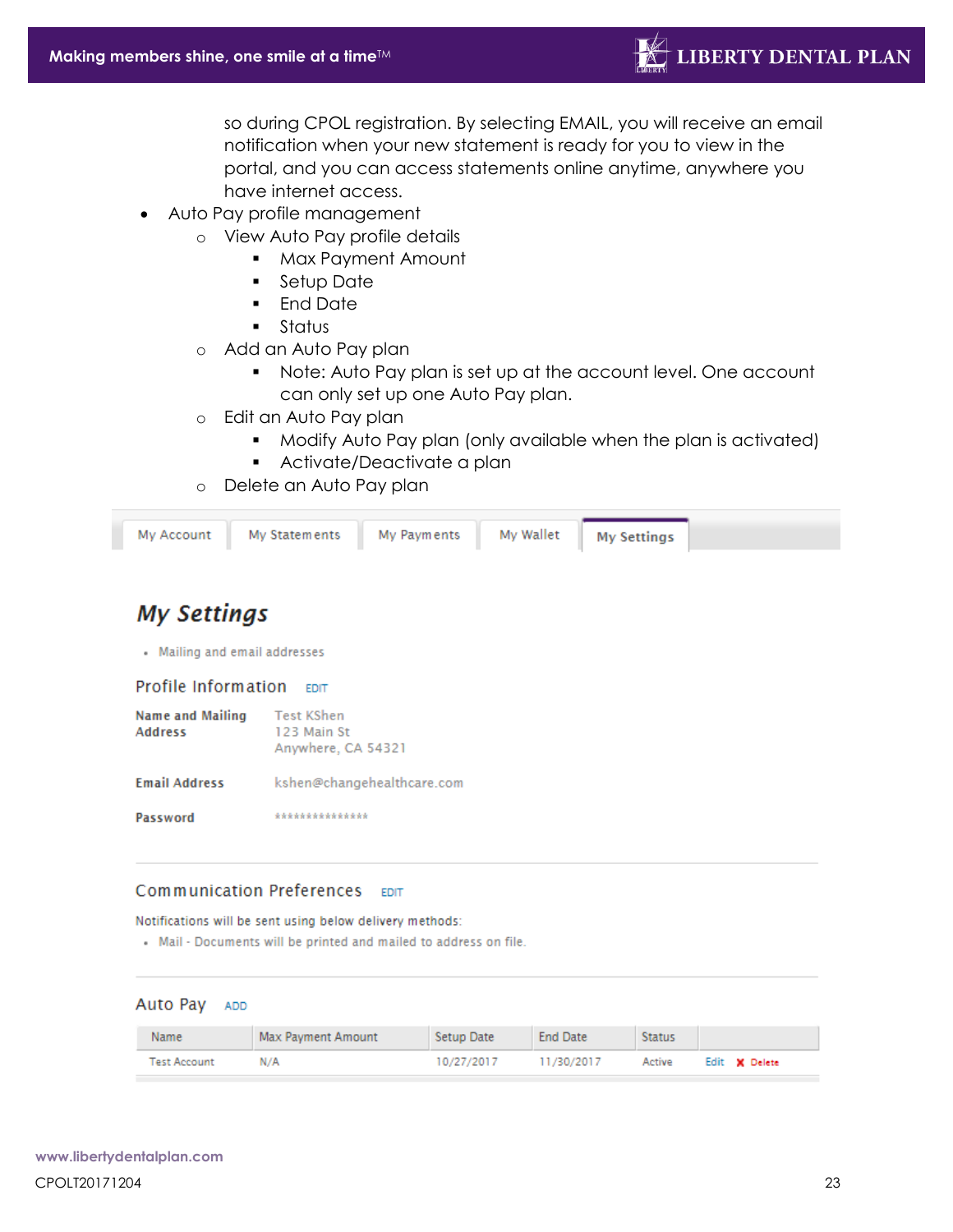so during CPOL registration. By selecting EMAIL, you will receive an email notification when your new statement is ready for you to view in the portal, and you can access statements online anytime, anywhere you have internet access.

- Auto Pay profile management
  - View Auto Pay profile details
    - Max Payment Amount
    - Setup Date
    - End Date
    - Status
  - Add an Auto Pay plan
    - Note: Auto Pay plan is set up at the account level. One account can only set up one Auto Pay plan.
  - Edit an Auto Pay plan
    - Modify Auto Pay plan (only available when the plan is activated)
    - Activate/Deactivate a plan
  - Delete an Auto Pay plan

My Account | My Statements | My Payments | My Wallet | **My Settings**

## *My Settings*

- Mailing and email addresses

### Profile Information EDIT

**Name and Mailing Address** Test KShen
123 Main St
Anywhere, CA 54321

**Email Address** kshen@changehealthcare.com

**Password** ***************

### Communication Preferences EDIT

Notifications will be sent using below delivery methods:

- Mail - Documents will be printed and mailed to address on file.

### Auto Pay ADD

| Name | Max Payment Amount | Setup Date | End Date | Status | |
|---|---|---|---|---|---|
| Test Account | N/A | 10/27/2017 | 11/30/2017 | Active | Edit ✘ Delete |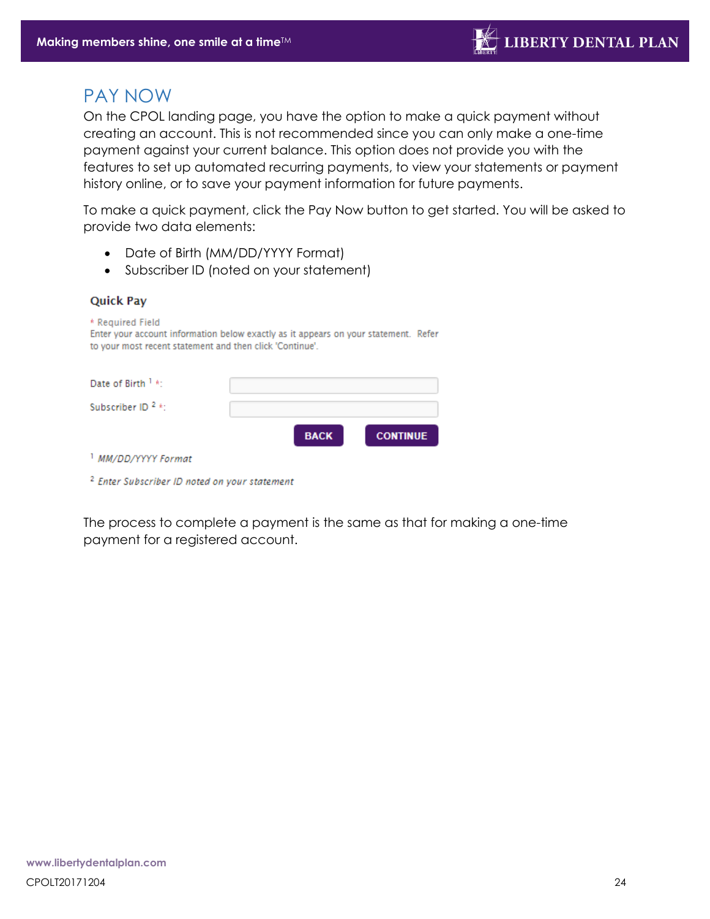# PAY NOW

On the CPOL landing page, you have the option to make a quick payment without creating an account. This is not recommended since you can only make a one-time payment against your current balance. This option does not provide you with the features to set up automated recurring payments, to view your statements or payment history online, or to save your payment information for future payments.

To make a quick payment, click the Pay Now button to get started. You will be asked to provide two data elements:

- Date of Birth (MM/DD/YYYY Format)
- Subscriber ID (noted on your statement)

**Quick Pay**

* Required Field
Enter your account information below exactly as it appears on your statement. Refer to your most recent statement and then click 'Continue'.

Date of Birth [1] *:

Subscriber ID [2] *:

BACK CONTINUE

[1] *MM/DD/YYYY Format*

[2] *Enter Subscriber ID noted on your statement*

The process to complete a payment is the same as that for making a one-time payment for a registered account.